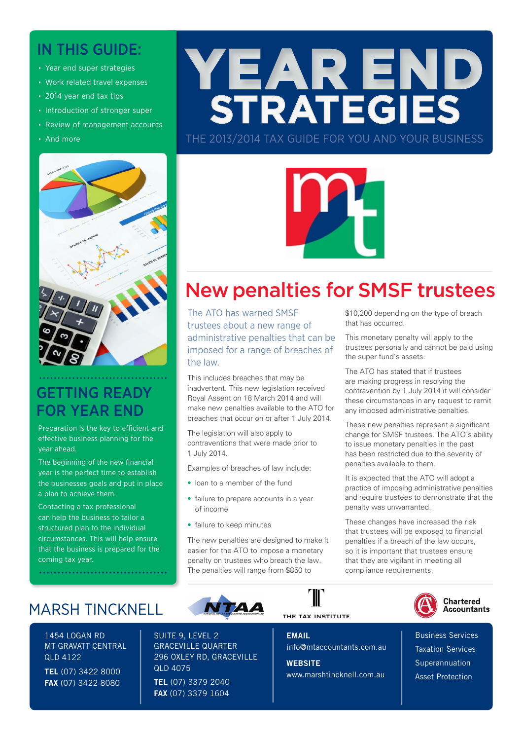# YEAR END STRATEGIES

THE 2013/2014 TAX GUIDE FOR YOU AND YOUR BUSINESS

## IN THIS GUIDE:

- Year end super strategies
- Work related travel expenses
- 2014 year end tax tips
- Introduction of stronger super
- Review of management accounts
- And more

## GETTING READY FOR YEAR END

Preparation is the key to efficient and effective business planning for the year ahead.

The beginning of the new financial year is the perfect time to establish the businesses goals and put in place a plan to achieve them.

Contacting a tax professional can help the business to tailor a structured plan to the individual circumstances. This will help ensure that the business is prepared for the coming tax year.

## New penalties for SMSF trustees

The ATO has warned SMSF trustees about a new range of administrative penalties that can be imposed for a range of breaches of the law.

This includes breaches that may be inadvertent. This new legislation received Royal Assent on 18 March 2014 and will make new penalties available to the ATO for breaches that occur on or after 1 July 2014.

The legislation will also apply to contraventions that were made prior to 1 July 2014.

Examples of breaches of law include:

- loan to a member of the fund
- failure to prepare accounts in a year of income
- failure to keep minutes

The new penalties are designed to make it easier for the ATO to impose a monetary penalty on trustees who breach the law. The penalties will range from $850 to $10,200 depending on the type of breach that has occurred.

This monetary penalty will apply to the trustees personally and cannot be paid using the super fund's assets.

The ATO has stated that if trustees are making progress in resolving the contravention by 1 July 2014 it will consider these circumstances in any request to remit any imposed administrative penalties.

These new penalties represent a significant change for SMSF trustees. The ATO's ability to issue monetary penalties in the past has been restricted due to the severity of penalties available to them.

It is expected that the ATO will adopt a practice of imposing administrative penalties and require trustees to demonstrate that the penalty was unwarranted.

These changes have increased the risk that trustees will be exposed to financial penalties if a breach of the law occurs, so it is important that trustees ensure that they are vigilant in meeting all compliance requirements.

MARSH TINCKNELL

NTAA — THE TAX INSTITUTE — Chartered Accountants

1454 LOGAN RD
MT GRAVATT CENTRAL
QLD 4122
**TEL** (07) 3422 8000
**FAX** (07) 3422 8080

SUITE 9, LEVEL 2
GRACEVILLE QUARTER
296 OXLEY RD, GRACEVILLE
QLD 4075
**TEL** (07) 3379 2040
**FAX** (07) 3379 1604

**EMAIL**
info@mtaccountants.com.au

**WEBSITE**
www.marshtincknell.com.au

Business Services
Taxation Services
Superannuation
Asset Protection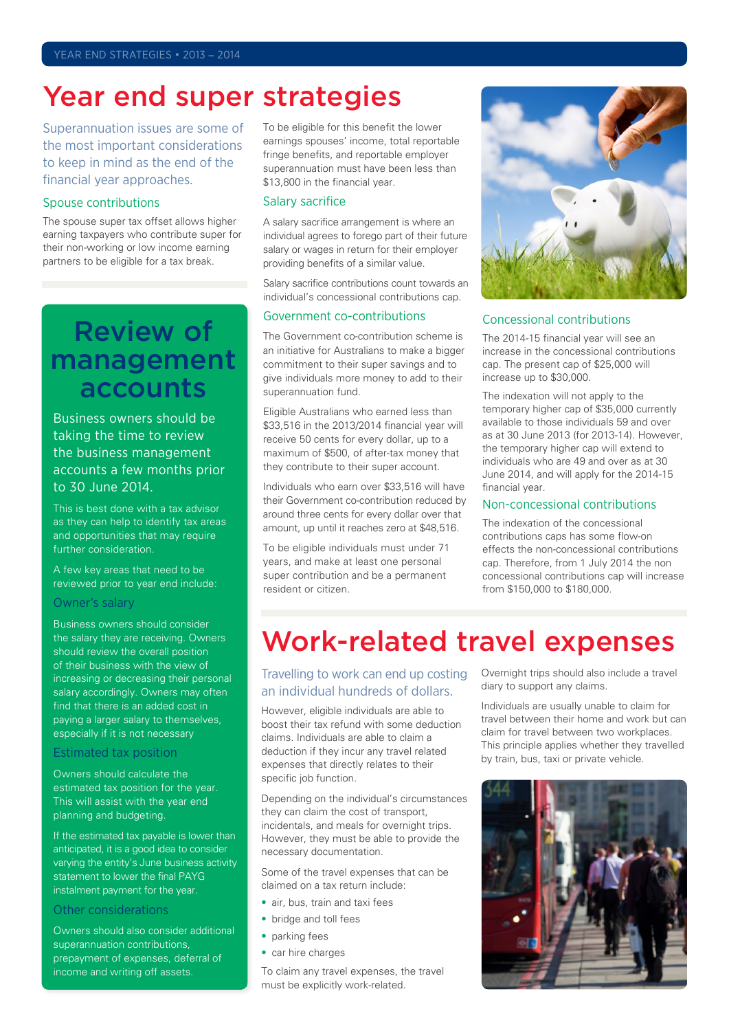# Year end super strategies

Superannuation issues are some of the most important considerations to keep in mind as the end of the financial year approaches.

### Spouse contributions

The spouse super tax offset allows higher earning taxpayers who contribute super for their non-working or low income earning partners to be eligible for a tax break.

To be eligible for this benefit the lower earnings spouses' income, total reportable fringe benefits, and reportable employer superannuation must have been less than $13,800 in the financial year.

### Salary sacrifice

A salary sacrifice arrangement is where an individual agrees to forego part of their future salary or wages in return for their employer providing benefits of a similar value.

Salary sacrifice contributions count towards an individual's concessional contributions cap.

### Government co-contributions

The Government co-contribution scheme is an initiative for Australians to make a bigger commitment to their super savings and to give individuals more money to add to their superannuation fund.

Eligible Australians who earned less than $33,516 in the 2013/2014 financial year will receive 50 cents for every dollar, up to a maximum of $500, of after-tax money that they contribute to their super account.

Individuals who earn over $33,516 will have their Government co-contribution reduced by around three cents for every dollar over that amount, up until it reaches zero at $48,516.

To be eligible individuals must under 71 years, and make at least one personal super contribution and be a permanent resident or citizen.

### Concessional contributions

The 2014-15 financial year will see an increase in the concessional contributions cap. The present cap of $25,000 will increase up to $30,000.

The indexation will not apply to the temporary higher cap of $35,000 currently available to those individuals 59 and over as at 30 June 2013 (for 2013-14). However, the temporary higher cap will extend to individuals who are 49 and over as at 30 June 2014, and will apply for the 2014-15 financial year.

### Non-concessional contributions

The indexation of the concessional contributions caps has some flow-on effects the non-concessional contributions cap. Therefore, from 1 July 2014 the non concessional contributions cap will increase from $150,000 to $180,000.

# Review of management accounts

Business owners should be taking the time to review the business management accounts a few months prior to 30 June 2014.

This is best done with a tax advisor as they can help to identify tax areas and opportunities that may require further consideration.

A few key areas that need to be reviewed prior to year end include:

### Owner's salary

Business owners should consider the salary they are receiving. Owners should review the overall position of their business with the view of increasing or decreasing their personal salary accordingly. Owners may often find that there is an added cost in paying a larger salary to themselves, especially if it is not necessary

### Estimated tax position

Owners should calculate the estimated tax position for the year. This will assist with the year end planning and budgeting.

If the estimated tax payable is lower than anticipated, it is a good idea to consider varying the entity's June business activity statement to lower the final PAYG instalment payment for the year.

### Other considerations

Owners should also consider additional superannuation contributions, prepayment of expenses, deferral of income and writing off assets.

# Work-related travel expenses

Travelling to work can end up costing an individual hundreds of dollars.

However, eligible individuals are able to boost their tax refund with some deduction claims. Individuals are able to claim a deduction if they incur any travel related expenses that directly relates to their specific job function.

Depending on the individual's circumstances they can claim the cost of transport, incidentals, and meals for overnight trips. However, they must be able to provide the necessary documentation.

Some of the travel expenses that can be claimed on a tax return include:

- air, bus, train and taxi fees
- bridge and toll fees
- parking fees
- car hire charges

To claim any travel expenses, the travel must be explicitly work-related.

Overnight trips should also include a travel diary to support any claims.

Individuals are usually unable to claim for travel between their home and work but can claim for travel between two workplaces. This principle applies whether they travelled by train, bus, taxi or private vehicle.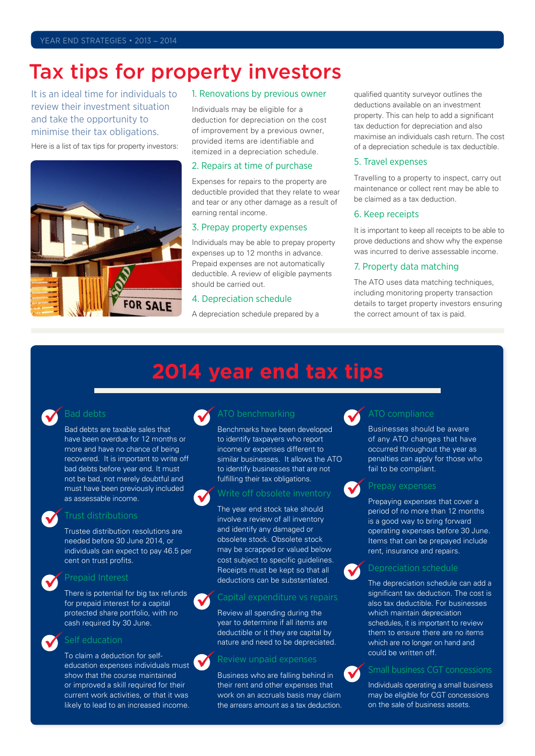# Tax tips for property investors

It is an ideal time for individuals to review their investment situation and take the opportunity to minimise their tax obligations.

Here is a list of tax tips for property investors:

### 1. Renovations by previous owner

Individuals may be eligible for a deduction for depreciation on the cost of improvement by a previous owner, provided items are identifiable and itemized in a depreciation schedule.

### 2. Repairs at time of purchase

Expenses for repairs to the property are deductible provided that they relate to wear and tear or any other damage as a result of earning rental income.

### 3. Prepay property expenses

Individuals may be able to prepay property expenses up to 12 months in advance. Prepaid expenses are not automatically deductible. A review of eligible payments should be carried out.

### 4. Depreciation schedule

A depreciation schedule prepared by a qualified quantity surveyor outlines the deductions available on an investment property. This can help to add a significant tax deduction for depreciation and also maximise an individuals cash return. The cost of a depreciation schedule is tax deductible.

### 5. Travel expenses

Travelling to a property to inspect, carry out maintenance or collect rent may be able to be claimed as a tax deduction.

### 6. Keep receipts

It is important to keep all receipts to be able to prove deductions and show why the expense was incurred to derive assessable income.

### 7. Property data matching

The ATO uses data matching techniques, including monitoring property transaction details to target property investors ensuring the correct amount of tax is paid.

# 2014 year end tax tips

### Bad debts

Bad debts are taxable sales that have been overdue for 12 months or more and have no chance of being recovered. It is important to write off bad debts before year end. It must not be bad, not merely doubtful and must have been previously included as assessable income.

### Trust distributions

Trustee distribution resolutions are needed before 30 June 2014, or individuals can expect to pay 46.5 per cent on trust profits.

### Prepaid Interest

There is potential for big tax refunds for prepaid interest for a capital protected share portfolio, with no cash required by 30 June.

### Self education

To claim a deduction for self-education expenses individuals must show that the course maintained or improved a skill required for their current work activities, or that it was likely to lead to an increased income.

### ATO benchmarking

Benchmarks have been developed to identify taxpayers who report income or expenses different to similar businesses. It allows the ATO to identify businesses that are not fulfilling their tax obligations.

### Write off obsolete inventory

The year end stock take should involve a review of all inventory and identify any damaged or obsolete stock. Obsolete stock may be scrapped or valued below cost subject to specific guidelines. Receipts must be kept so that all deductions can be substantiated.

### Capital expenditure vs repairs

Review all spending during the year to determine if all items are deductible or it they are capital by nature and need to be depreciated.

### Review unpaid expenses

Business who are falling behind in their rent and other expenses that work on an accruals basis may claim the arrears amount as a tax deduction.

### ATO compliance

Businesses should be aware of any ATO changes that have occurred throughout the year as penalties can apply for those who fail to be compliant.

### Prepay expenses

Prepaying expenses that cover a period of no more than 12 months is a good way to bring forward operating expenses before 30 June. Items that can be prepayed include rent, insurance and repairs.

### Depreciation schedule

The depreciation schedule can add a significant tax deduction. The cost is also tax deductible. For businesses which maintain depreciation schedules, it is important to review them to ensure there are no items which are no longer on hand and could be written off.

### Small business CGT concessions

Individuals operating a small business may be eligible for CGT concessions on the sale of business assets.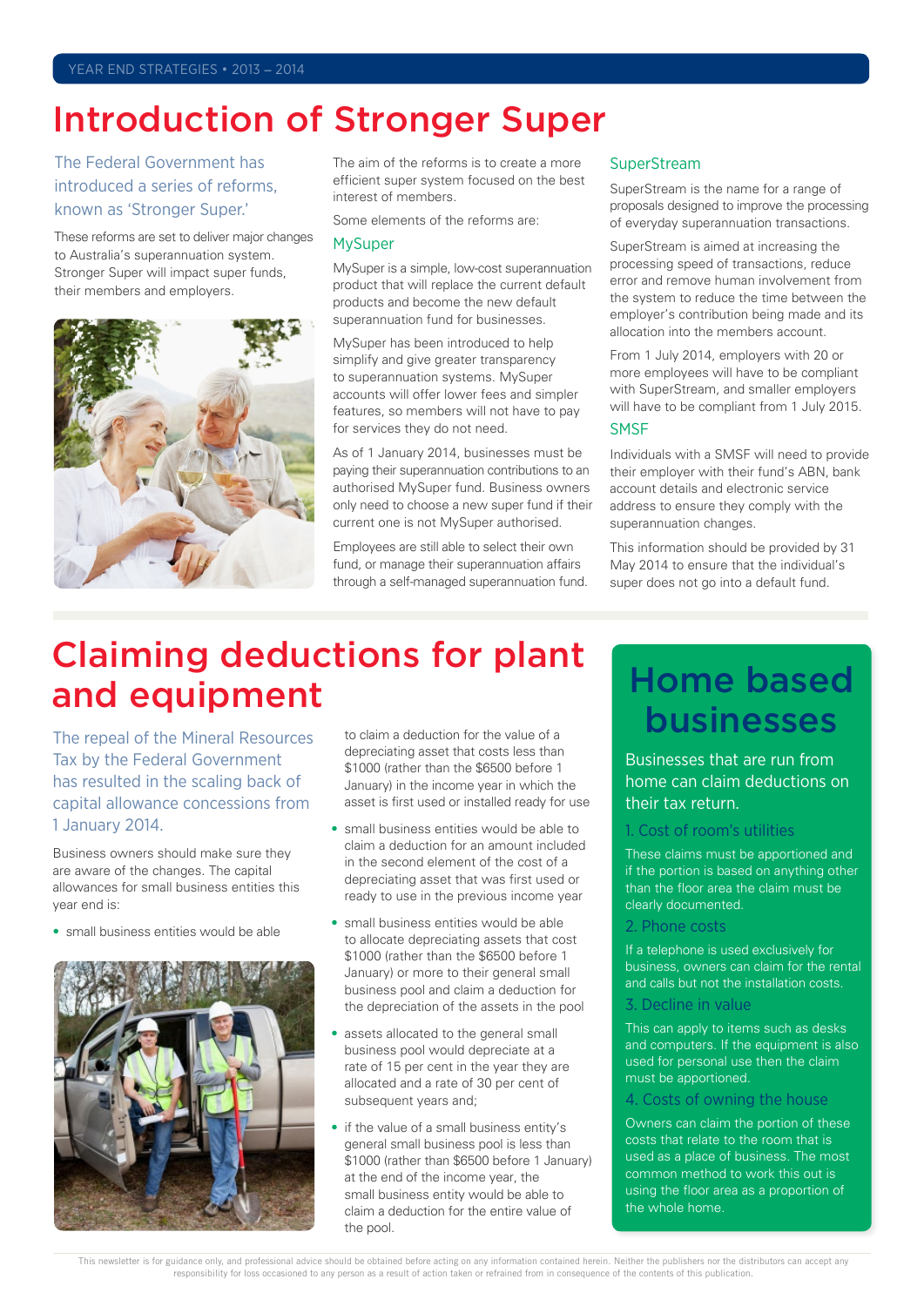# Introduction of Stronger Super

The Federal Government has introduced a series of reforms, known as 'Stronger Super.'

These reforms are set to deliver major changes to Australia's superannuation system. Stronger Super will impact super funds, their members and employers.

The aim of the reforms is to create a more efficient super system focused on the best interest of members.

Some elements of the reforms are:

## MySuper

MySuper is a simple, low-cost superannuation product that will replace the current default products and become the new default superannuation fund for businesses.

MySuper has been introduced to help simplify and give greater transparency to superannuation systems. MySuper accounts will offer lower fees and simpler features, so members will not have to pay for services they do not need.

As of 1 January 2014, businesses must be paying their superannuation contributions to an authorised MySuper fund. Business owners only need to choose a new super fund if their current one is not MySuper authorised.

Employees are still able to select their own fund, or manage their superannuation affairs through a self-managed superannuation fund.

## SuperStream

SuperStream is the name for a range of proposals designed to improve the processing of everyday superannuation transactions.

SuperStream is aimed at increasing the processing speed of transactions, reduce error and remove human involvement from the system to reduce the time between the employer's contribution being made and its allocation into the members account.

From 1 July 2014, employers with 20 or more employees will have to be compliant with SuperStream, and smaller employers will have to be compliant from 1 July 2015.

## SMSF

Individuals with a SMSF will need to provide their employer with their fund's ABN, bank account details and electronic service address to ensure they comply with the superannuation changes.

This information should be provided by 31 May 2014 to ensure that the individual's super does not go into a default fund.

# Claiming deductions for plant and equipment

The repeal of the Mineral Resources Tax by the Federal Government has resulted in the scaling back of capital allowance concessions from 1 January 2014.

Business owners should make sure they are aware of the changes. The capital allowances for small business entities this year end is:

- small business entities would be able to claim a deduction for the value of a depreciating asset that costs less than $1000 (rather than the $6500 before 1 January) in the income year in which the asset is first used or installed ready for use
- small business entities would be able to claim a deduction for an amount included in the second element of the cost of a depreciating asset that was first used or ready to use in the previous income year
- small business entities would be able to allocate depreciating assets that cost $1000 (rather than the $6500 before 1 January) or more to their general small business pool and claim a deduction for the depreciation of the assets in the pool
- assets allocated to the general small business pool would depreciate at a rate of 15 per cent in the year they are allocated and a rate of 30 per cent of subsequent years and;
- if the value of a small business entity's general small business pool is less than $1000 (rather than $6500 before 1 January) at the end of the income year, the small business entity would be able to claim a deduction for the entire value of the pool.

# Home based businesses

Businesses that are run from home can claim deductions on their tax return.

### 1. Cost of room's utilities

These claims must be apportioned and if the portion is based on anything other than the floor area the claim must be clearly documented.

### 2. Phone costs

If a telephone is used exclusively for business, owners can claim for the rental and calls but not the installation costs.

### 3. Decline in value

This can apply to items such as desks and computers. If the equipment is also used for personal use then the claim must be apportioned.

### 4. Costs of owning the house

Owners can claim the portion of these costs that relate to the room that is used as a place of business. The most common method to work this out is using the floor area as a proportion of the whole home.

This newsletter is for guidance only, and professional advice should be obtained before acting on any information contained herein. Neither the publishers nor the distributors can accept any responsibility for loss occasioned to any person as a result of action taken or refrained from in consequence of the contents of this publication.